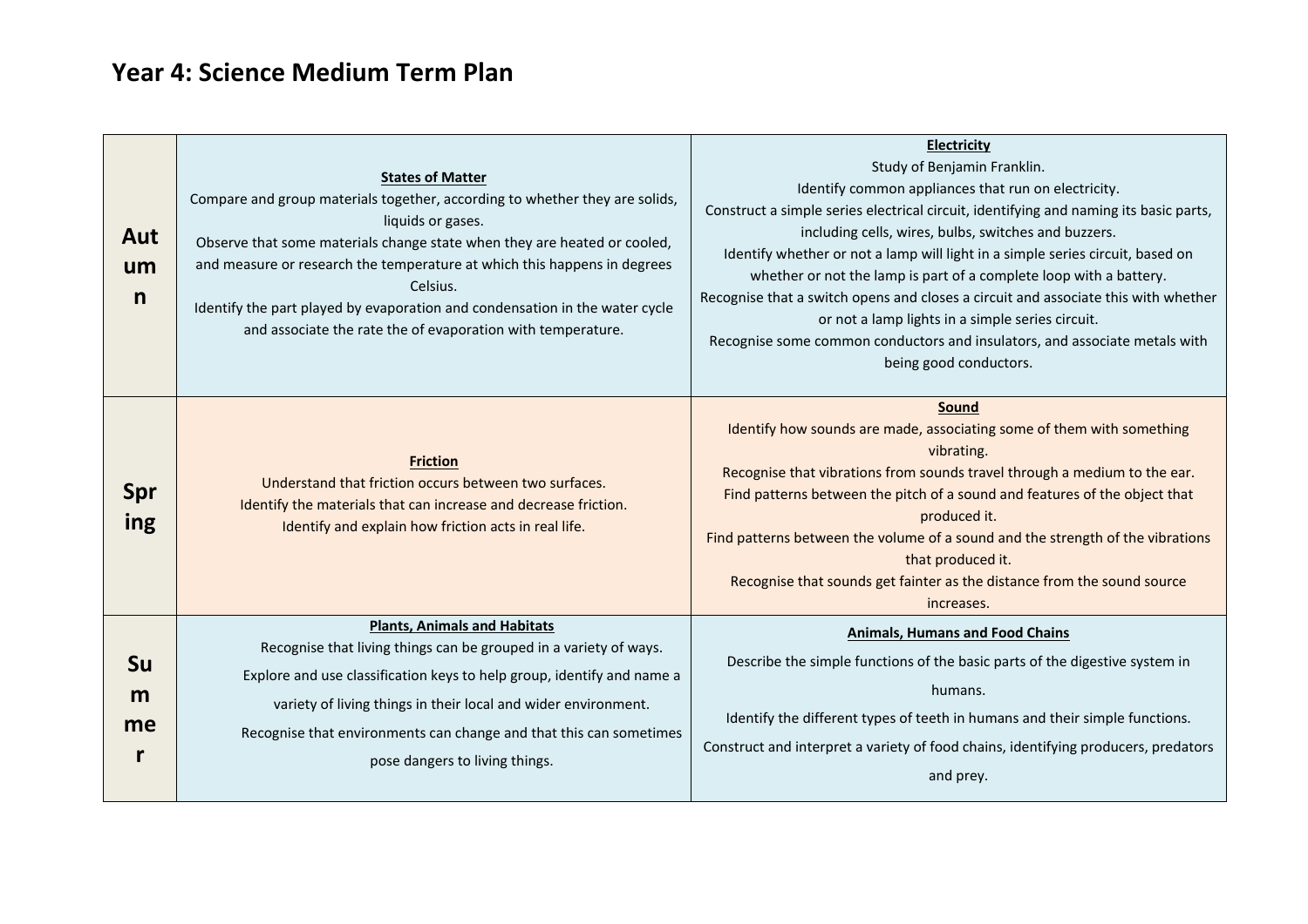# Year 4: Science Medium Term Plan

| Term | | |
|---|---|---|
| **Autumn** | **States of Matter**<br>Compare and group materials together, according to whether they are solids, liquids or gases.<br>Observe that some materials change state when they are heated or cooled, and measure or research the temperature at which this happens in degrees Celsius.<br>Identify the part played by evaporation and condensation in the water cycle and associate the rate the of evaporation with temperature. | **Electricity**<br>Study of Benjamin Franklin.<br>Identify common appliances that run on electricity.<br>Construct a simple series electrical circuit, identifying and naming its basic parts, including cells, wires, bulbs, switches and buzzers.<br>Identify whether or not a lamp will light in a simple series circuit, based on whether or not the lamp is part of a complete loop with a battery.<br>Recognise that a switch opens and closes a circuit and associate this with whether or not a lamp lights in a simple series circuit.<br>Recognise some common conductors and insulators, and associate metals with being good conductors. |
| **Spring** | **Friction**<br>Understand that friction occurs between two surfaces.<br>Identify the materials that can increase and decrease friction.<br>Identify and explain how friction acts in real life. | **Sound**<br>Identify how sounds are made, associating some of them with something vibrating.<br>Recognise that vibrations from sounds travel through a medium to the ear.<br>Find patterns between the pitch of a sound and features of the object that produced it.<br>Find patterns between the volume of a sound and the strength of the vibrations that produced it.<br>Recognise that sounds get fainter as the distance from the sound source increases. |
| **Summer** | **Plants, Animals and Habitats**<br>Recognise that living things can be grouped in a variety of ways.<br>Explore and use classification keys to help group, identify and name a variety of living things in their local and wider environment.<br>Recognise that environments can change and that this can sometimes pose dangers to living things. | **Animals, Humans and Food Chains**<br>Describe the simple functions of the basic parts of the digestive system in humans.<br>Identify the different types of teeth in humans and their simple functions.<br>Construct and interpret a variety of food chains, identifying producers, predators and prey. |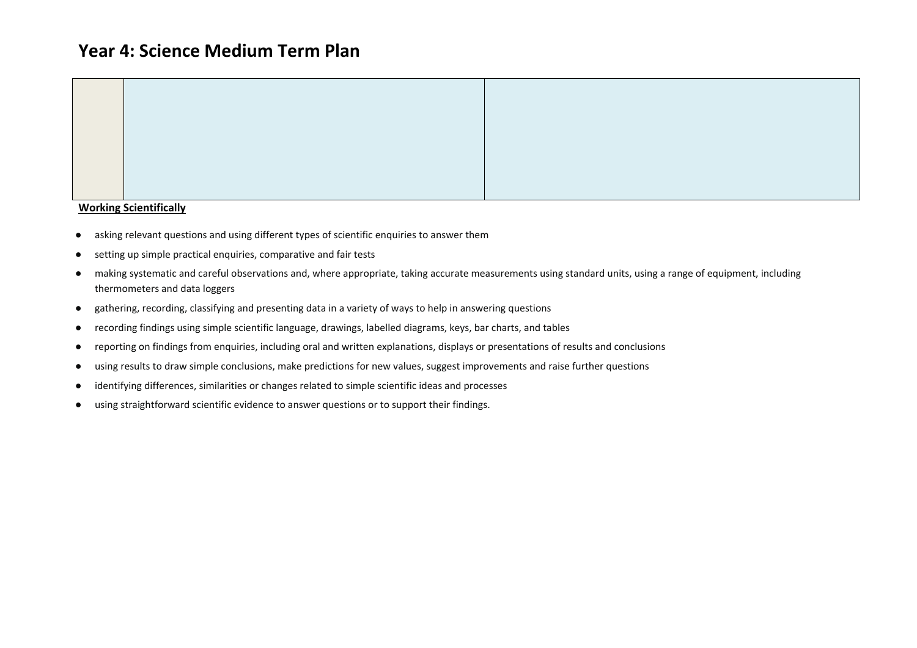# Year 4: Science Medium Term Plan

| | | |
|---|---|---|
| | | |

**Working Scientifically**

- asking relevant questions and using different types of scientific enquiries to answer them
- setting up simple practical enquiries, comparative and fair tests
- making systematic and careful observations and, where appropriate, taking accurate measurements using standard units, using a range of equipment, including thermometers and data loggers
- gathering, recording, classifying and presenting data in a variety of ways to help in answering questions
- recording findings using simple scientific language, drawings, labelled diagrams, keys, bar charts, and tables
- reporting on findings from enquiries, including oral and written explanations, displays or presentations of results and conclusions
- using results to draw simple conclusions, make predictions for new values, suggest improvements and raise further questions
- identifying differences, similarities or changes related to simple scientific ideas and processes
- using straightforward scientific evidence to answer questions or to support their findings.